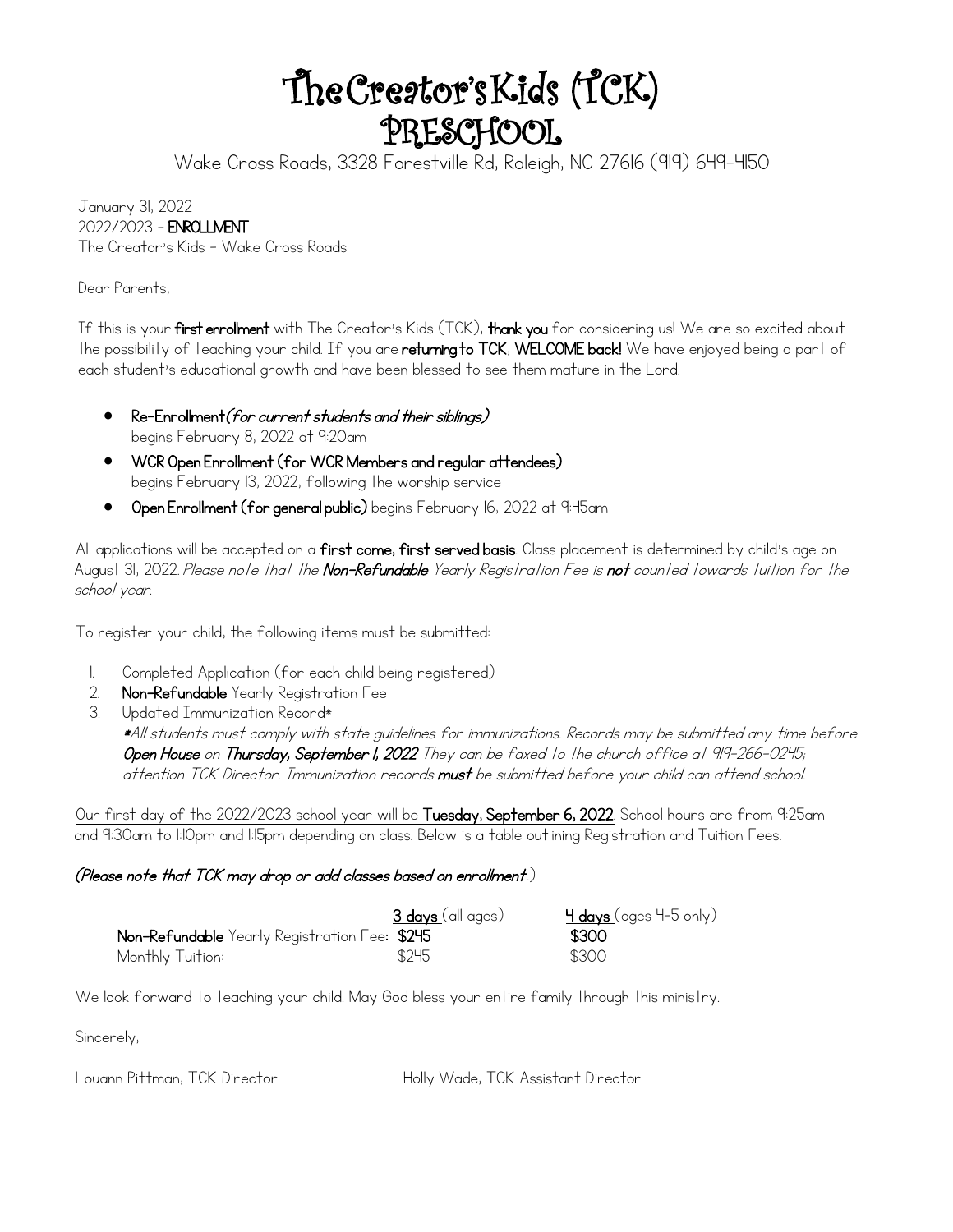# The Creator's Kids (TCK) PRESCHOOL

Wake Cross Roads, 3328 Forestville Rd, Raleigh, NC 27616 (919) 649-4150

January 31, 2022
2022/2023 - **ENROLLMENT**
The Creator's Kids - Wake Cross Roads

Dear Parents,

If this is your **first enrollment** with The Creator's Kids (TCK), **thank you** for considering us! We are so excited about the possibility of teaching your child. If you are **returning to TCK**, **WELCOME back!** We have enjoyed being a part of each student's educational growth and have been blessed to see them mature in the Lord.

- **Re-Enrollment** ***(for current students and their siblings)*** begins February 8, 2022 at 9:20am
- **WCR Open Enrollment (for WCR Members and regular attendees)** begins February 13, 2022, following the worship service
- **Open Enrollment (for general public)** begins February 16, 2022 at 9:45am

All applications will be accepted on a **first come, first served basis**. Class placement is determined by child's age on August 31, 2022. *Please note that the* ***Non-Refundable*** *Yearly Registration Fee is* ***not*** *counted towards tuition for the school year.*

To register your child, the following items must be submitted:

1. Completed Application (for each child being registered)
2. **Non-Refundable** Yearly Registration Fee
3. Updated Immunization Record*
   **All students must comply with state guidelines for immunizations. Records may be submitted any time before* ***Open House*** *on* ***Thursday, September 1, 2022*** *They can be faxed to the church office at 919-266-0245; attention TCK Director. Immunization records* ***must*** *be submitted before your child can attend school.*

Our first day of the 2022/2023 school year will be **Tuesday, September 6, 2022**. School hours are from 9:25am and 9:30am to 1:10pm and 1:15pm depending on class. Below is a table outlining Registration and Tuition Fees.

***(Please note that TCK may drop or add classes based on enrollment.)***

| | 3 days (all ages) | 4 days (ages 4-5 only) |
|---|---|---|
| **Non-Refundable** Yearly Registration Fee: | **$245** | **$300** |
| Monthly Tuition: | $245 | $300 |

We look forward to teaching your child. May God bless your entire family through this ministry.

Sincerely,

Louann Pittman, TCK Director

Holly Wade, TCK Assistant Director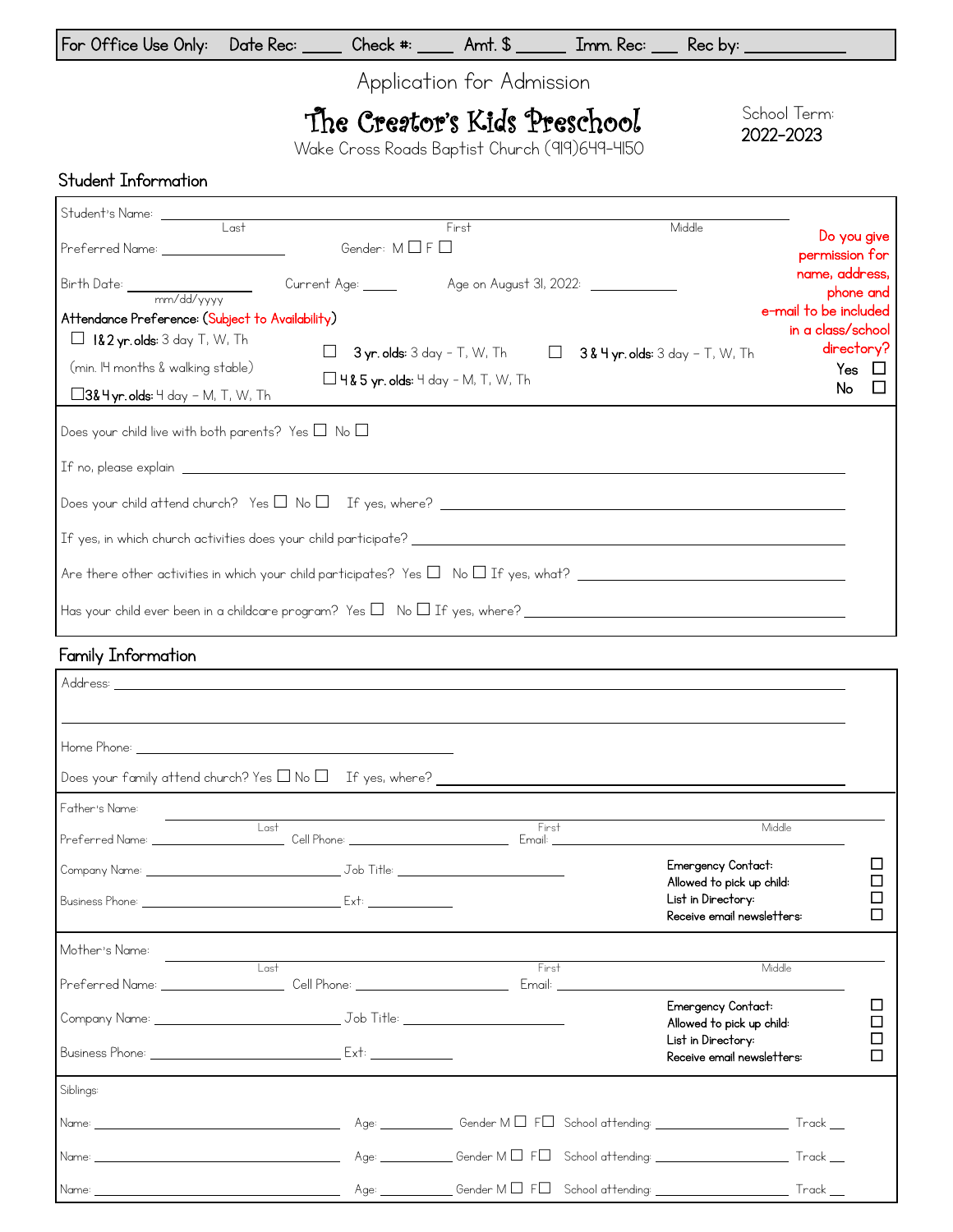For Office Use Only: Date Rec: _____ Check #: _____ Amt. $ ______ Imm. Rec: ___ Rec by: ____________

Application for Admission

# The Creator's Kids Preschool

Wake Cross Roads Baptist Church (919)649-4150

School Term: **2022-2023**

## Student Information

Student's Name: ______________________________________________
Last / First / Middle

Preferred Name: ________________ Gender: M ☐ F ☐

Birth Date: ______________ (mm/dd/yyyy) Current Age: _____ Age on August 31, 2022: ____________

**Attendance Preference:** (Subject to Availability)

- ☐ **1 & 2 yr. olds:** 3 day T, W, Th (min. 14 months & walking stable)
- ☐ **3 yr. olds:** 3 day – T, W, Th
- ☐ **3 & 4 yr. olds:** 3 day – T, W, Th
- ☐ **3 & 4 yr. olds:** 4 day – M, T, W, Th
- ☐ **4 & 5 yr. olds:** 4 day – M, T, W, Th

Do you give permission for name, address, phone and e-mail to be included in a class/school directory?
Yes ☐
No ☐

Does your child live with both parents? Yes ☐ No ☐

If no, please explain ______________________________________________

Does your child attend church? Yes ☐ No ☐ If yes, where? ______________________________

If yes, in which church activities does your child participate? ______________________________

Are there other activities in which your child participates? Yes ☐ No ☐ If yes, what? ______________________

Has your child ever been in a childcare program? Yes ☐ No ☐ If yes, where? ______________________

## Family Information

Address: ______________________________________________

______________________________________________

Home Phone: ______________________________

Does your family attend church? Yes ☐ No ☐ If yes, where? ______________________________

Father's Name: ______________________________________________
Last / First / Middle

Preferred Name: ______________ Cell Phone: ______________ Email: ______________________

Company Name: ______________________ Job Title: ______________________

Business Phone: ______________________ Ext: __________

Emergency Contact: ☐
Allowed to pick up child: ☐
List in Directory: ☐
Receive email newsletters: ☐

Mother's Name: ______________________________________________
Last / First / Middle

Preferred Name: ______________ Cell Phone: ______________ Email: ______________________

Company Name: ______________________ Job Title: ______________________

Business Phone: ______________________ Ext: __________

Emergency Contact: ☐
Allowed to pick up child: ☐
List in Directory: ☐
Receive email newsletters: ☐

Siblings:

Name: ______________________ Age: ________ Gender M ☐ F ☐ School attending: ______________ Track ___

Name: ______________________ Age: ________ Gender M ☐ F ☐ School attending: ______________ Track ___

Name: ______________________ Age: ________ Gender M ☐ F ☐ School attending: ______________ Track ___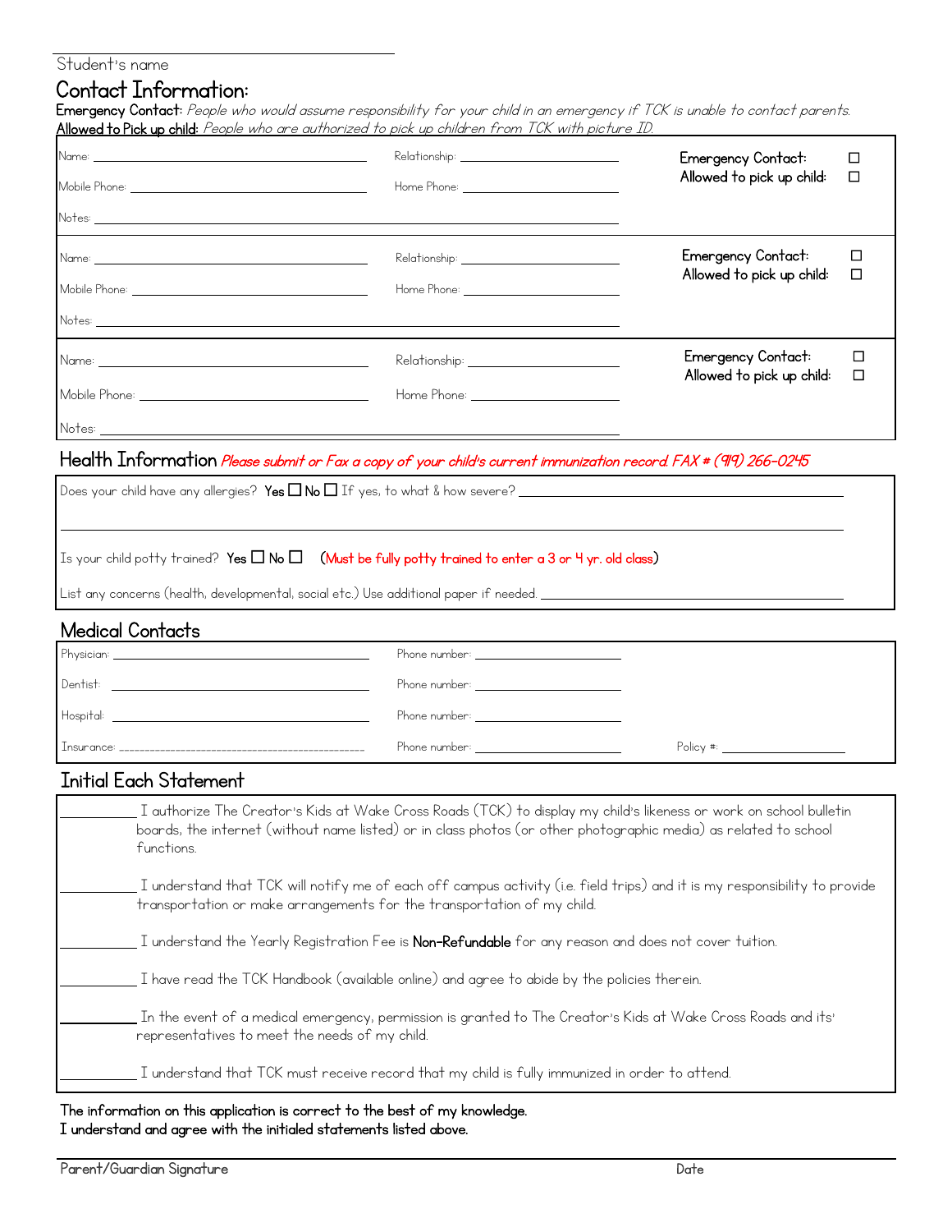Student's name

## Contact Information:

**Emergency Contact:** *People who would assume responsibility for your child in an emergency if TCK is unable to contact parents.*
**Allowed to Pick up child:** *People who are authorized to pick up children from TCK with picture ID.*

| | | |
|---|---|---|
| Name: ______ | Relationship: ______ | Emergency Contact: ☐ |
| Mobile Phone: ______ | Home Phone: ______ | Allowed to pick up child: ☐ |
| Notes: ______ | | |
| Name: ______ | Relationship: ______ | Emergency Contact: ☐ |
| Mobile Phone: ______ | Home Phone: ______ | Allowed to pick up child: ☐ |
| Notes: ______ | | |
| Name: ______ | Relationship: ______ | Emergency Contact: ☐ |
| Mobile Phone: ______ | Home Phone: ______ | Allowed to pick up child: ☐ |
| Notes: ______ | | |

## Health Information *Please submit or Fax a copy of your child's current immunization record. FAX # (919) 266-0245*

Does your child have any allergies? **Yes** ☐ **No** ☐ If yes, to what & how severe? ______

Is your child potty trained? **Yes** ☐ **No** ☐ (Must be fully potty trained to enter a 3 or 4 yr. old class)

List any concerns (health, developmental, social etc.) Use additional paper if needed. ______

## Medical Contacts

| | | |
|---|---|---|
| Physician: ______ | Phone number: ______ | |
| Dentist: ______ | Phone number: ______ | |
| Hospital: ______ | Phone number: ______ | |
| Insurance: ______ | Phone number: ______ | Policy #: ______ |

## Initial Each Statement

______ I authorize The Creator's Kids at Wake Cross Roads (TCK) to display my child's likeness or work on school bulletin boards, the internet (without name listed) or in class photos (or other photographic media) as related to school functions.

______ I understand that TCK will notify me of each off campus activity (i.e. field trips) and it is my responsibility to provide transportation or make arrangements for the transportation of my child.

______ I understand the Yearly Registration Fee is **Non-Refundable** for any reason and does not cover tuition.

______ I have read the TCK Handbook (available online) and agree to abide by the policies therein.

______ In the event of a medical emergency, permission is granted to The Creator's Kids at Wake Cross Roads and its' representatives to meet the needs of my child.

______ I understand that TCK must receive record that my child is fully immunized in order to attend.

**The information on this application is correct to the best of my knowledge.**
**I understand and agree with the initialed statements listed above.**

Parent/Guardian Signature ______ Date ______